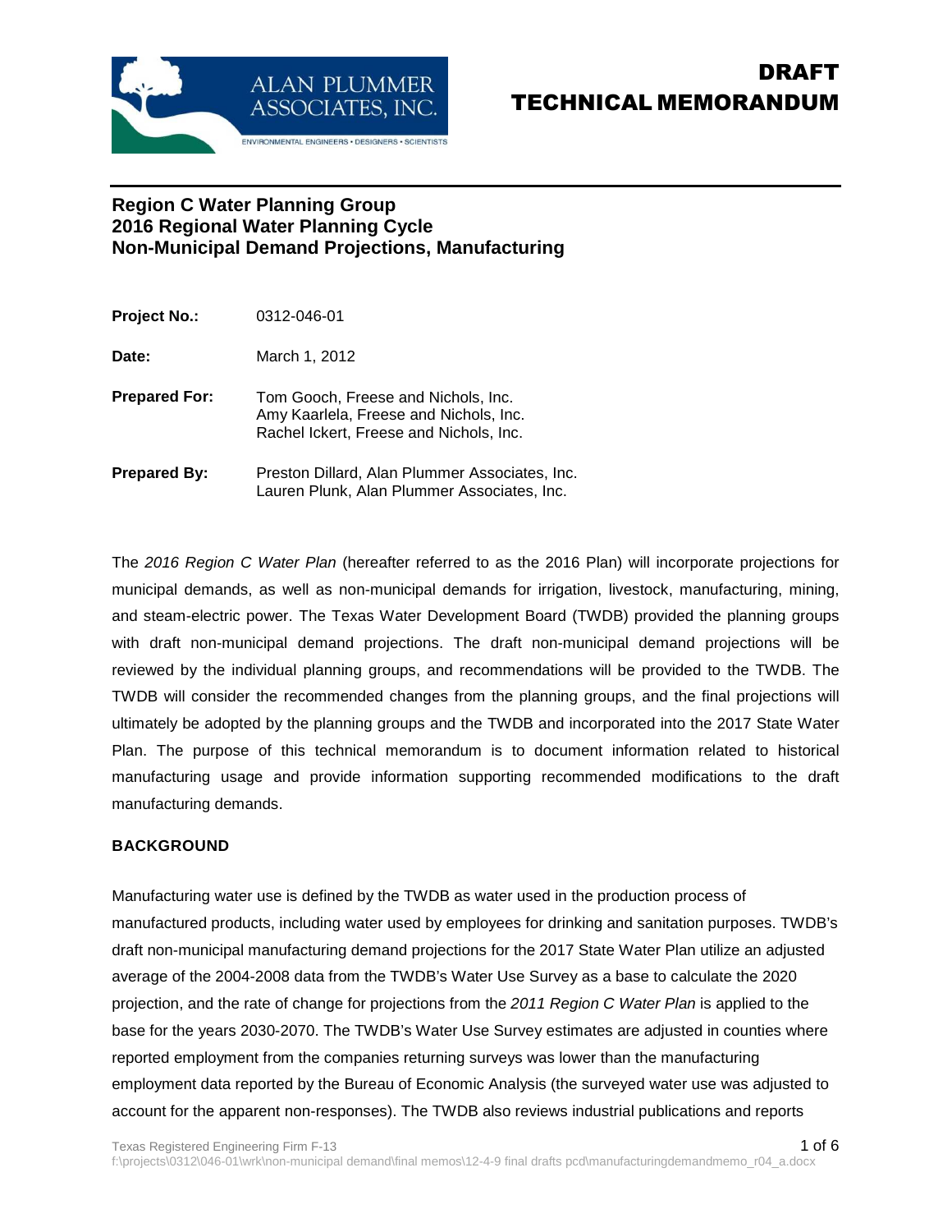# DRAFT TECHNICAL MEMORANDUM

## Region C Water Planning Group
## 2016 Regional Water Planning Cycle
## Non-Municipal Demand Projections, Manufacturing

**Project No.:** 0312-046-01

**Date:** March 1, 2012

**Prepared For:** Tom Gooch, Freese and Nichols, Inc.
Amy Kaarlela, Freese and Nichols, Inc.
Rachel Ickert, Freese and Nichols, Inc.

**Prepared By:** Preston Dillard, Alan Plummer Associates, Inc.
Lauren Plunk, Alan Plummer Associates, Inc.

The *2016 Region C Water Plan* (hereafter referred to as the 2016 Plan) will incorporate projections for municipal demands, as well as non-municipal demands for irrigation, livestock, manufacturing, mining, and steam-electric power. The Texas Water Development Board (TWDB) provided the planning groups with draft non-municipal demand projections. The draft non-municipal demand projections will be reviewed by the individual planning groups, and recommendations will be provided to the TWDB. The TWDB will consider the recommended changes from the planning groups, and the final projections will ultimately be adopted by the planning groups and the TWDB and incorporated into the 2017 State Water Plan. The purpose of this technical memorandum is to document information related to historical manufacturing usage and provide information supporting recommended modifications to the draft manufacturing demands.

### BACKGROUND

Manufacturing water use is defined by the TWDB as water used in the production process of manufactured products, including water used by employees for drinking and sanitation purposes. TWDB's draft non-municipal manufacturing demand projections for the 2017 State Water Plan utilize an adjusted average of the 2004-2008 data from the TWDB's Water Use Survey as a base to calculate the 2020 projection, and the rate of change for projections from the *2011 Region C Water Plan* is applied to the base for the years 2030-2070. The TWDB's Water Use Survey estimates are adjusted in counties where reported employment from the companies returning surveys was lower than the manufacturing employment data reported by the Bureau of Economic Analysis (the surveyed water use was adjusted to account for the apparent non-responses). The TWDB also reviews industrial publications and reports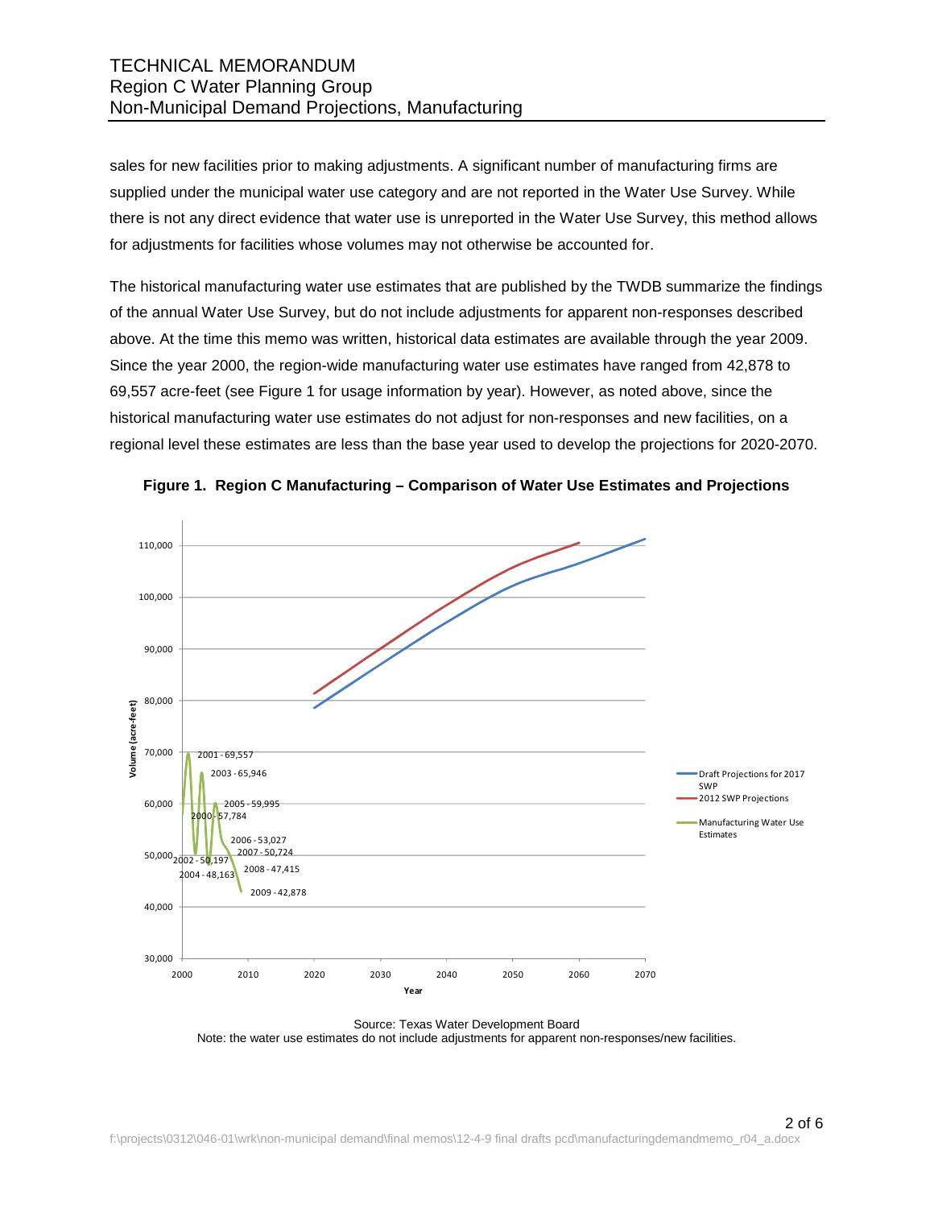sales for new facilities prior to making adjustments. A significant number of manufacturing firms are supplied under the municipal water use category and are not reported in the Water Use Survey. While there is not any direct evidence that water use is unreported in the Water Use Survey, this method allows for adjustments for facilities whose volumes may not otherwise be accounted for.

The historical manufacturing water use estimates that are published by the TWDB summarize the findings of the annual Water Use Survey, but do not include adjustments for apparent non-responses described above. At the time this memo was written, historical data estimates are available through the year 2009. Since the year 2000, the region-wide manufacturing water use estimates have ranged from 42,878 to 69,557 acre-feet (see Figure 1 for usage information by year). However, as noted above, since the historical manufacturing water use estimates do not adjust for non-responses and new facilities, on a regional level these estimates are less than the base year used to develop the projections for 2020-2070.

**Figure 1. Region C Manufacturing – Comparison of Water Use Estimates and Projections**

Source: Texas Water Development Board
Note: the water use estimates do not include adjustments for apparent non-responses/new facilities.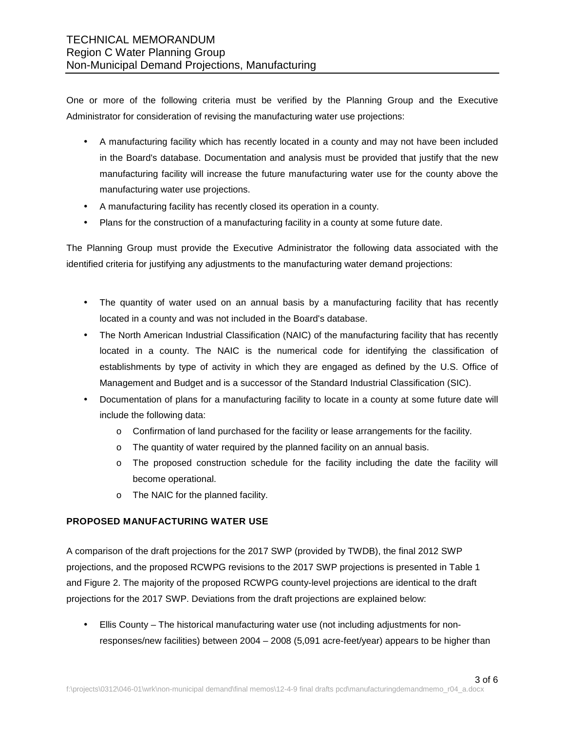One or more of the following criteria must be verified by the Planning Group and the Executive Administrator for consideration of revising the manufacturing water use projections:

- A manufacturing facility which has recently located in a county and may not have been included in the Board's database. Documentation and analysis must be provided that justify that the new manufacturing facility will increase the future manufacturing water use for the county above the manufacturing water use projections.
- A manufacturing facility has recently closed its operation in a county.
- Plans for the construction of a manufacturing facility in a county at some future date.

The Planning Group must provide the Executive Administrator the following data associated with the identified criteria for justifying any adjustments to the manufacturing water demand projections:

- The quantity of water used on an annual basis by a manufacturing facility that has recently located in a county and was not included in the Board's database.
- The North American Industrial Classification (NAIC) of the manufacturing facility that has recently located in a county. The NAIC is the numerical code for identifying the classification of establishments by type of activity in which they are engaged as defined by the U.S. Office of Management and Budget and is a successor of the Standard Industrial Classification (SIC).
- Documentation of plans for a manufacturing facility to locate in a county at some future date will include the following data:
  - Confirmation of land purchased for the facility or lease arrangements for the facility.
  - The quantity of water required by the planned facility on an annual basis.
  - The proposed construction schedule for the facility including the date the facility will become operational.
  - The NAIC for the planned facility.

**PROPOSED MANUFACTURING WATER USE**

A comparison of the draft projections for the 2017 SWP (provided by TWDB), the final 2012 SWP projections, and the proposed RCWPG revisions to the 2017 SWP projections is presented in Table 1 and Figure 2. The majority of the proposed RCWPG county-level projections are identical to the draft projections for the 2017 SWP. Deviations from the draft projections are explained below:

- Ellis County – The historical manufacturing water use (not including adjustments for non-responses/new facilities) between 2004 – 2008 (5,091 acre-feet/year) appears to be higher than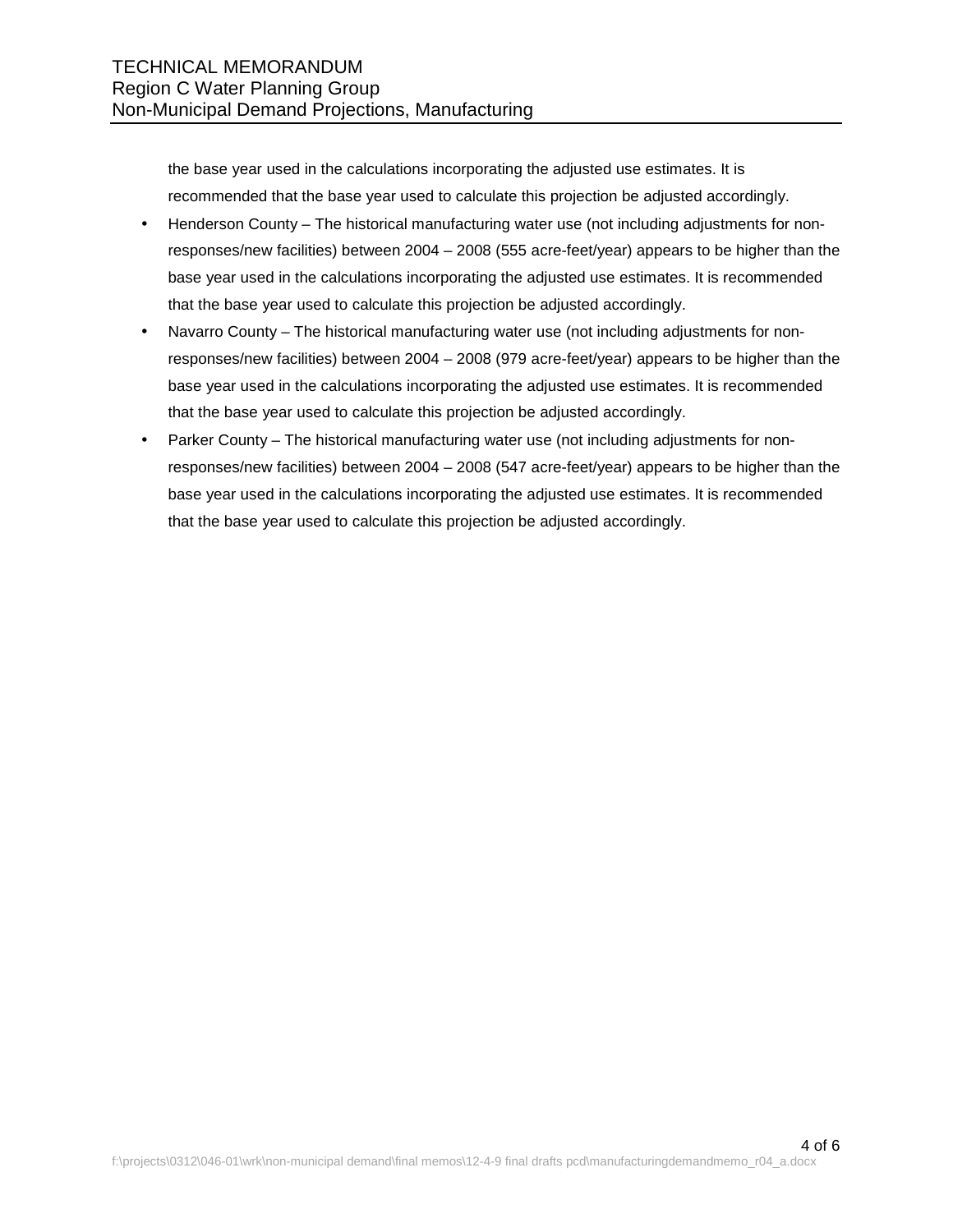the base year used in the calculations incorporating the adjusted use estimates. It is recommended that the base year used to calculate this projection be adjusted accordingly.

- Henderson County – The historical manufacturing water use (not including adjustments for non-responses/new facilities) between 2004 – 2008 (555 acre-feet/year) appears to be higher than the base year used in the calculations incorporating the adjusted use estimates. It is recommended that the base year used to calculate this projection be adjusted accordingly.
- Navarro County – The historical manufacturing water use (not including adjustments for non-responses/new facilities) between 2004 – 2008 (979 acre-feet/year) appears to be higher than the base year used in the calculations incorporating the adjusted use estimates. It is recommended that the base year used to calculate this projection be adjusted accordingly.
- Parker County – The historical manufacturing water use (not including adjustments for non-responses/new facilities) between 2004 – 2008 (547 acre-feet/year) appears to be higher than the base year used in the calculations incorporating the adjusted use estimates. It is recommended that the base year used to calculate this projection be adjusted accordingly.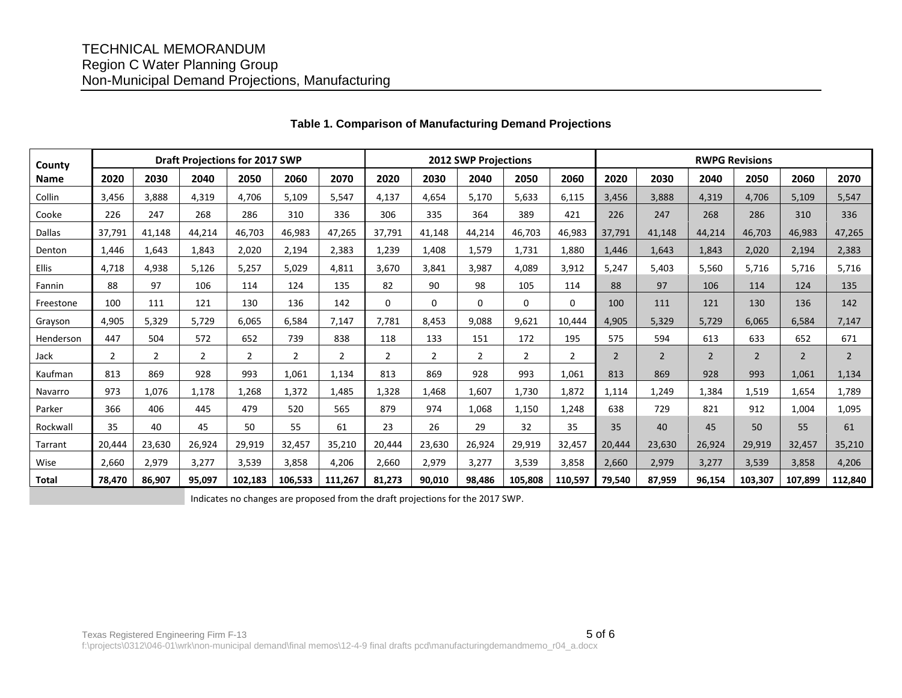**Table 1. Comparison of Manufacturing Demand Projections**

| County Name | Draft Projections for 2017 SWP | | | | | | 2012 SWP Projections | | | | | RWPG Revisions | | | | | |
|---|---|---|---|---|---|---|---|---|---|---|---|---|---|---|---|---|---|
| | 2020 | 2030 | 2040 | 2050 | 2060 | 2070 | 2020 | 2030 | 2040 | 2050 | 2060 | 2020 | 2030 | 2040 | 2050 | 2060 | 2070 |
| Collin | 3,456 | 3,888 | 4,319 | 4,706 | 5,109 | 5,547 | 4,137 | 4,654 | 5,170 | 5,633 | 6,115 | 3,456 | 3,888 | 4,319 | 4,706 | 5,109 | 5,547 |
| Cooke | 226 | 247 | 268 | 286 | 310 | 336 | 306 | 335 | 364 | 389 | 421 | 226 | 247 | 268 | 286 | 310 | 336 |
| Dallas | 37,791 | 41,148 | 44,214 | 46,703 | 46,983 | 47,265 | 37,791 | 41,148 | 44,214 | 46,703 | 46,983 | 37,791 | 41,148 | 44,214 | 46,703 | 46,983 | 47,265 |
| Denton | 1,446 | 1,643 | 1,843 | 2,020 | 2,194 | 2,383 | 1,239 | 1,408 | 1,579 | 1,731 | 1,880 | 1,446 | 1,643 | 1,843 | 2,020 | 2,194 | 2,383 |
| Ellis | 4,718 | 4,938 | 5,126 | 5,257 | 5,029 | 4,811 | 3,670 | 3,841 | 3,987 | 4,089 | 3,912 | 5,247 | 5,403 | 5,560 | 5,716 | 5,716 | 5,716 |
| Fannin | 88 | 97 | 106 | 114 | 124 | 135 | 82 | 90 | 98 | 105 | 114 | 88 | 97 | 106 | 114 | 124 | 135 |
| Freestone | 100 | 111 | 121 | 130 | 136 | 142 | 0 | 0 | 0 | 0 | 0 | 100 | 111 | 121 | 130 | 136 | 142 |
| Grayson | 4,905 | 5,329 | 5,729 | 6,065 | 6,584 | 7,147 | 7,781 | 8,453 | 9,088 | 9,621 | 10,444 | 4,905 | 5,329 | 5,729 | 6,065 | 6,584 | 7,147 |
| Henderson | 447 | 504 | 572 | 652 | 739 | 838 | 118 | 133 | 151 | 172 | 195 | 575 | 594 | 613 | 633 | 652 | 671 |
| Jack | 2 | 2 | 2 | 2 | 2 | 2 | 2 | 2 | 2 | 2 | 2 | 2 | 2 | 2 | 2 | 2 | 2 |
| Kaufman | 813 | 869 | 928 | 993 | 1,061 | 1,134 | 813 | 869 | 928 | 993 | 1,061 | 813 | 869 | 928 | 993 | 1,061 | 1,134 |
| Navarro | 973 | 1,076 | 1,178 | 1,268 | 1,372 | 1,485 | 1,328 | 1,468 | 1,607 | 1,730 | 1,872 | 1,114 | 1,249 | 1,384 | 1,519 | 1,654 | 1,789 |
| Parker | 366 | 406 | 445 | 479 | 520 | 565 | 879 | 974 | 1,068 | 1,150 | 1,248 | 638 | 729 | 821 | 912 | 1,004 | 1,095 |
| Rockwall | 35 | 40 | 45 | 50 | 55 | 61 | 23 | 26 | 29 | 32 | 35 | 35 | 40 | 45 | 50 | 55 | 61 |
| Tarrant | 20,444 | 23,630 | 26,924 | 29,919 | 32,457 | 35,210 | 20,444 | 23,630 | 26,924 | 29,919 | 32,457 | 20,444 | 23,630 | 26,924 | 29,919 | 32,457 | 35,210 |
| Wise | 2,660 | 2,979 | 3,277 | 3,539 | 3,858 | 4,206 | 2,660 | 2,979 | 3,277 | 3,539 | 3,858 | 2,660 | 2,979 | 3,277 | 3,539 | 3,858 | 4,206 |
| **Total** | **78,470** | **86,907** | **95,097** | **102,183** | **106,533** | **111,267** | **81,273** | **90,010** | **98,486** | **105,808** | **110,597** | **79,540** | **87,959** | **96,154** | **103,307** | **107,899** | **112,840** |

(Shaded) Indicates no changes are proposed from the draft projections for the 2017 SWP.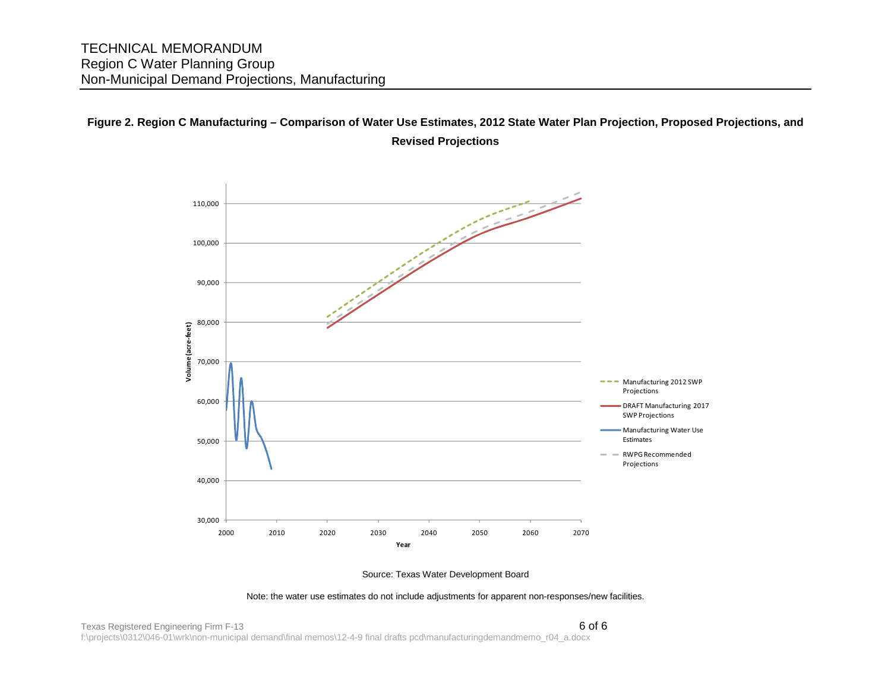**Figure 2. Region C Manufacturing – Comparison of Water Use Estimates, 2012 State Water Plan Projection, Proposed Projections, and Revised Projections**

Source: Texas Water Development Board

Note: the water use estimates do not include adjustments for apparent non-responses/new facilities.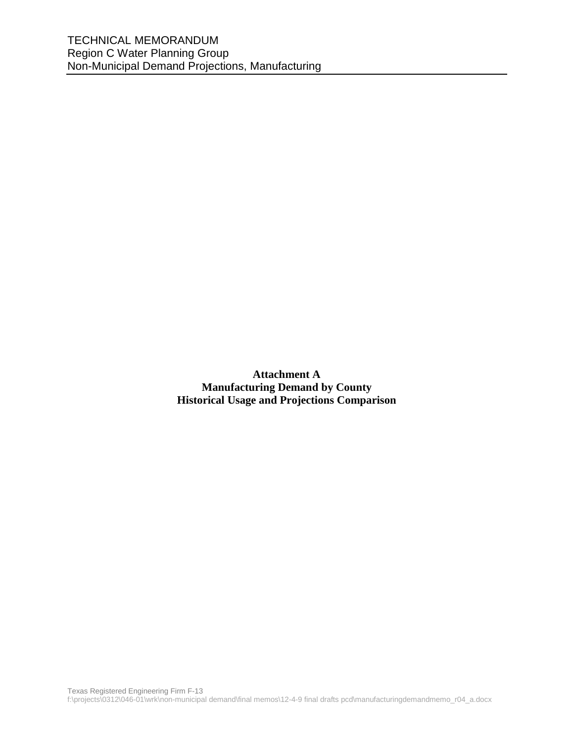**Attachment A**
**Manufacturing Demand by County**
**Historical Usage and Projections Comparison**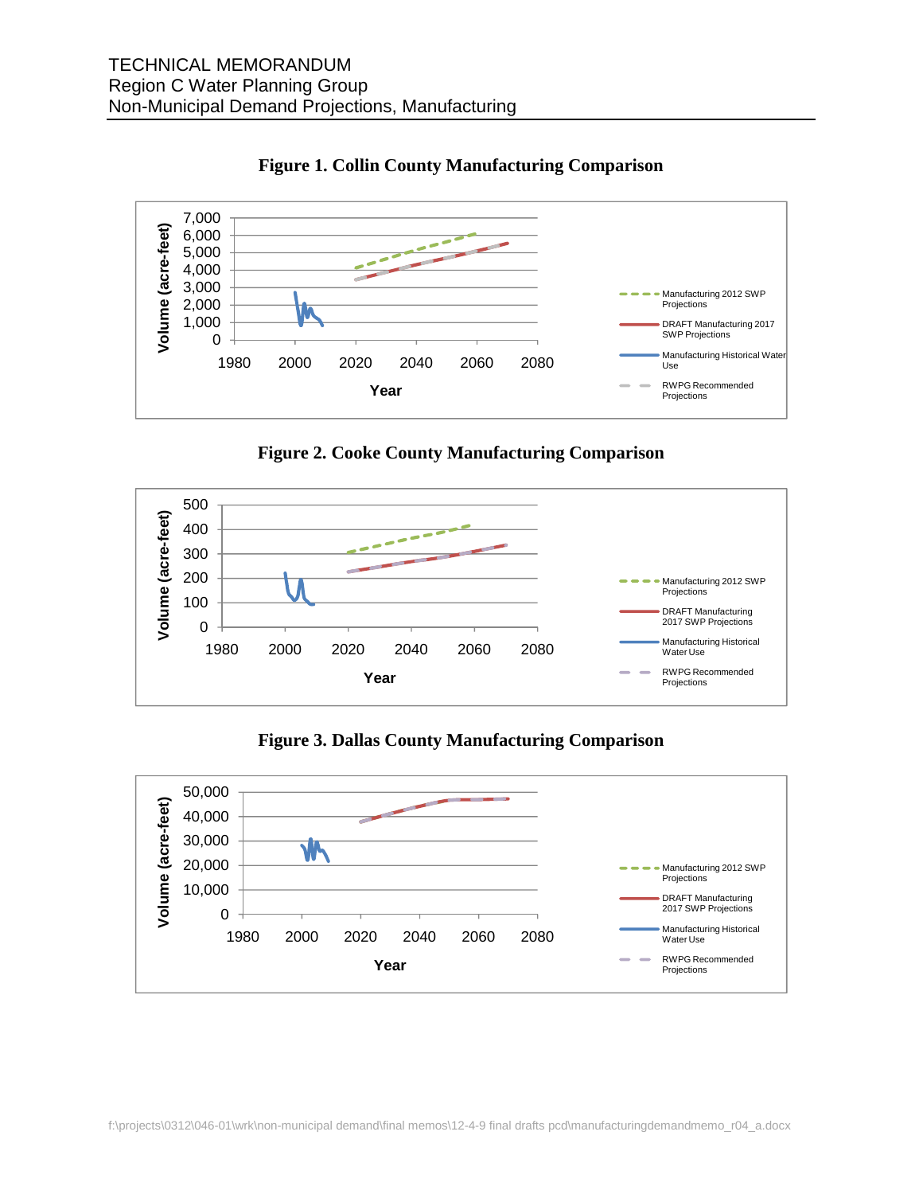**Figure 1. Collin County Manufacturing Comparison**

**Figure 2. Cooke County Manufacturing Comparison**

**Figure 3. Dallas County Manufacturing Comparison**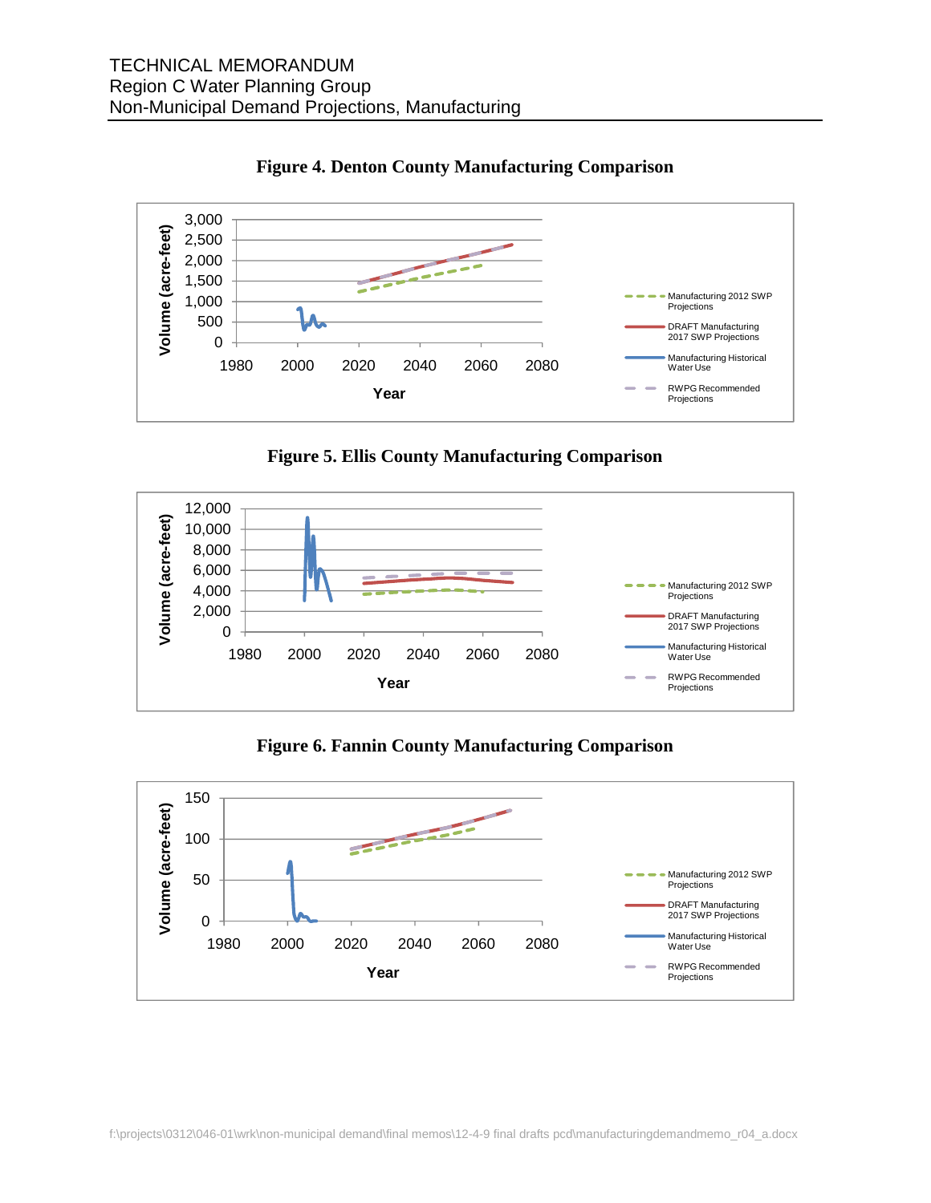**Figure 4. Denton County Manufacturing Comparison**

**Figure 5. Ellis County Manufacturing Comparison**

**Figure 6. Fannin County Manufacturing Comparison**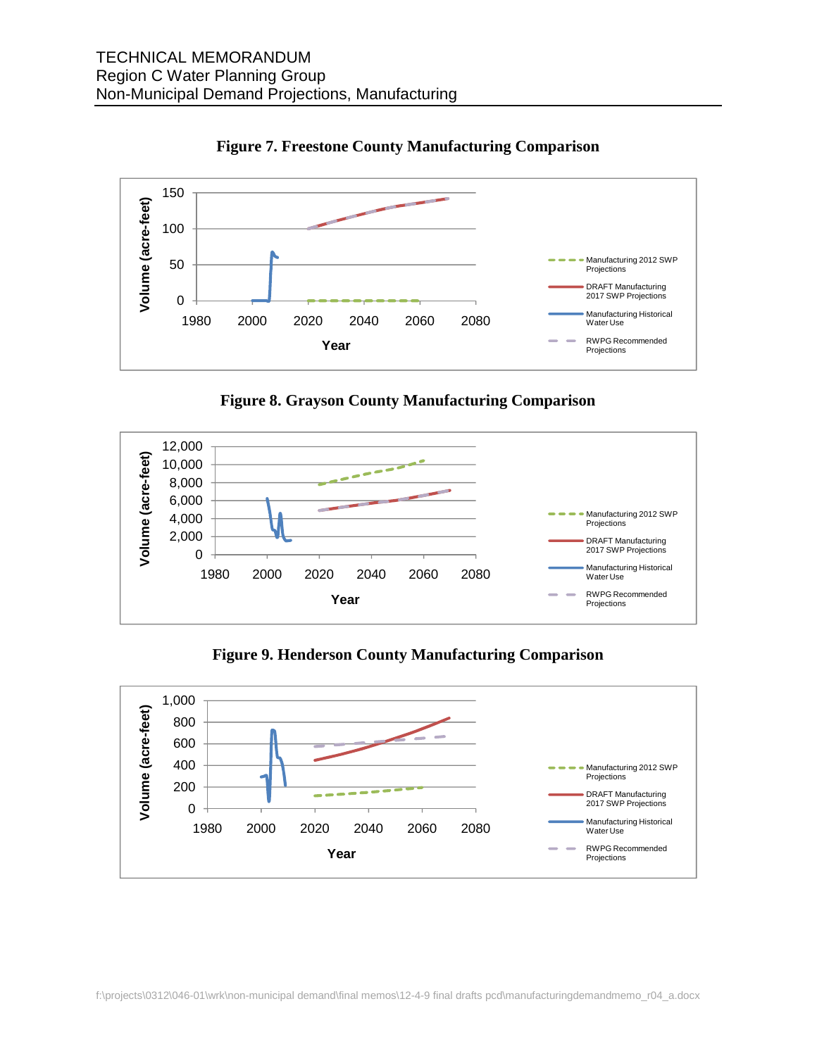**Figure 7. Freestone County Manufacturing Comparison**

**Figure 8. Grayson County Manufacturing Comparison**

**Figure 9. Henderson County Manufacturing Comparison**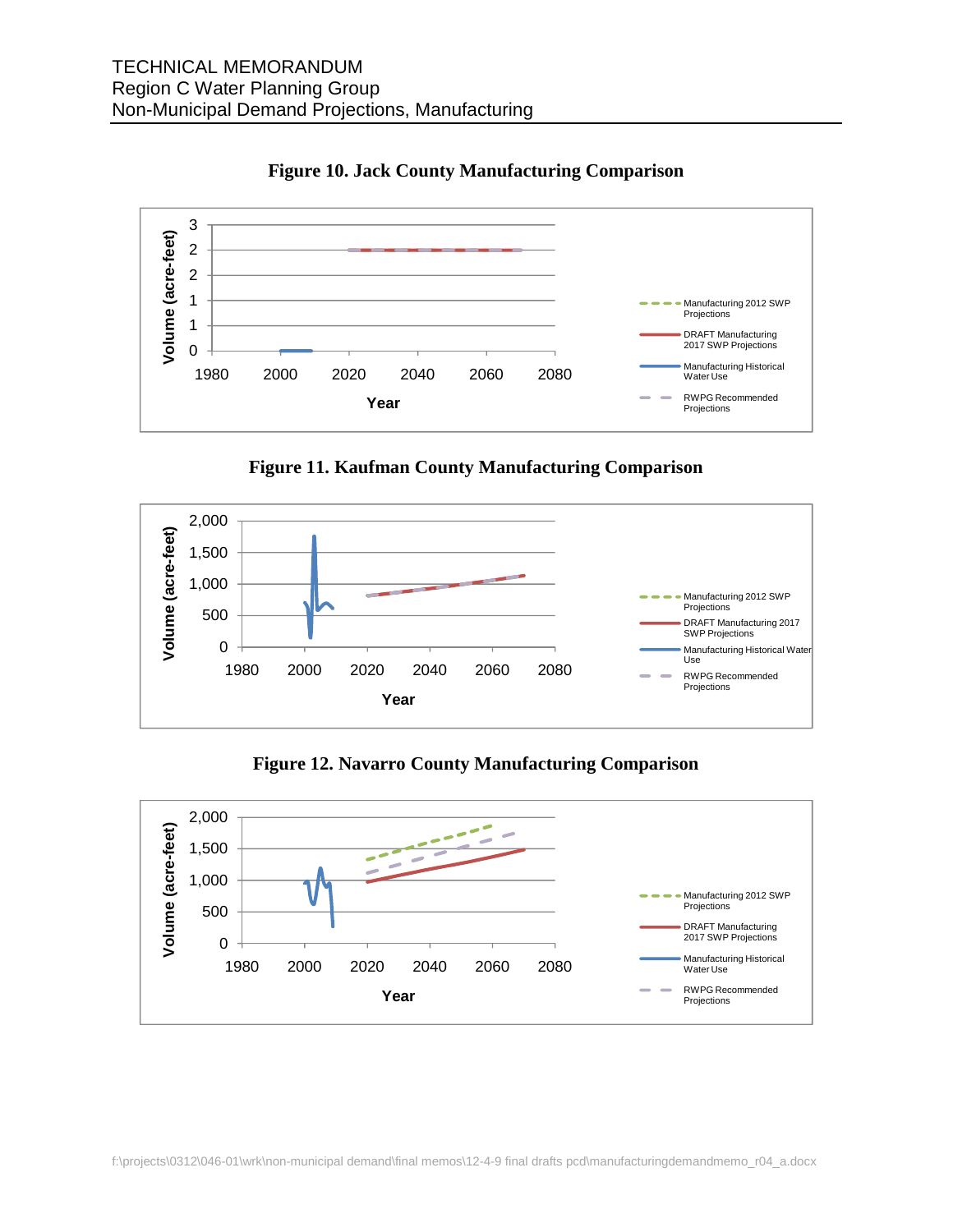**Figure 10. Jack County Manufacturing Comparison**

**Figure 11. Kaufman County Manufacturing Comparison**

**Figure 12. Navarro County Manufacturing Comparison**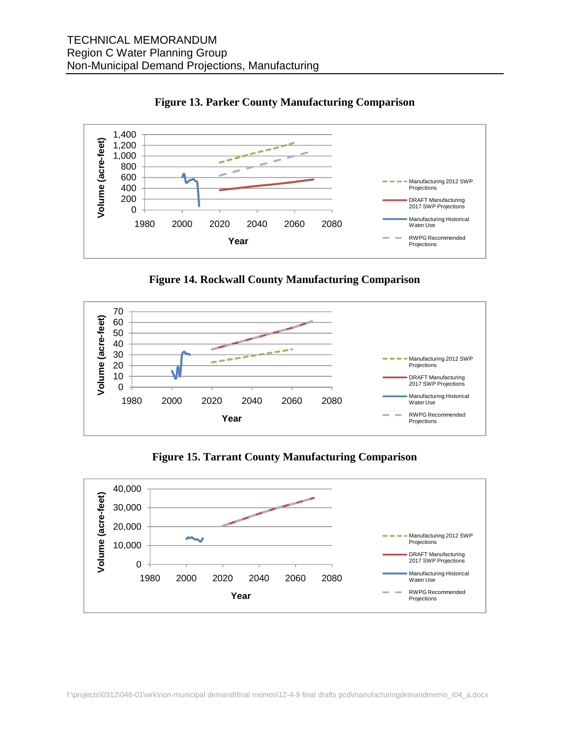**Figure 13. Parker County Manufacturing Comparison**

**Figure 14. Rockwall County Manufacturing Comparison**

**Figure 15. Tarrant County Manufacturing Comparison**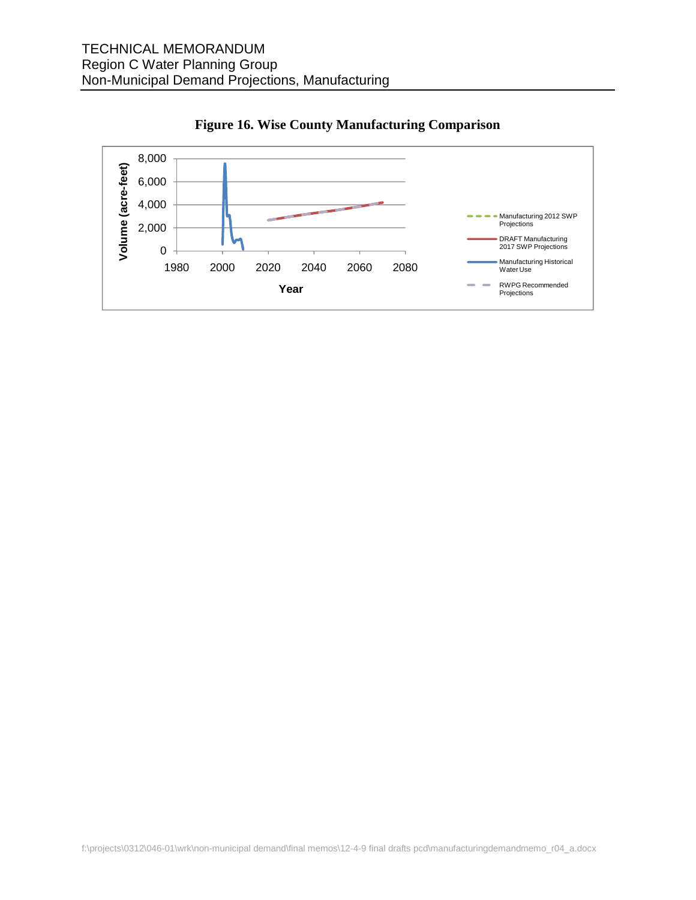**Figure 16. Wise County Manufacturing Comparison**

Volume (acre-feet)

8,000
6,000
4,000
2,000
0

1980 2000 2020 2040 2060 2080

Year

Manufacturing 2012 SWP Projections

DRAFT Manufacturing 2017 SWP Projections

Manufacturing Historical Water Use

RWPG Recommended Projections